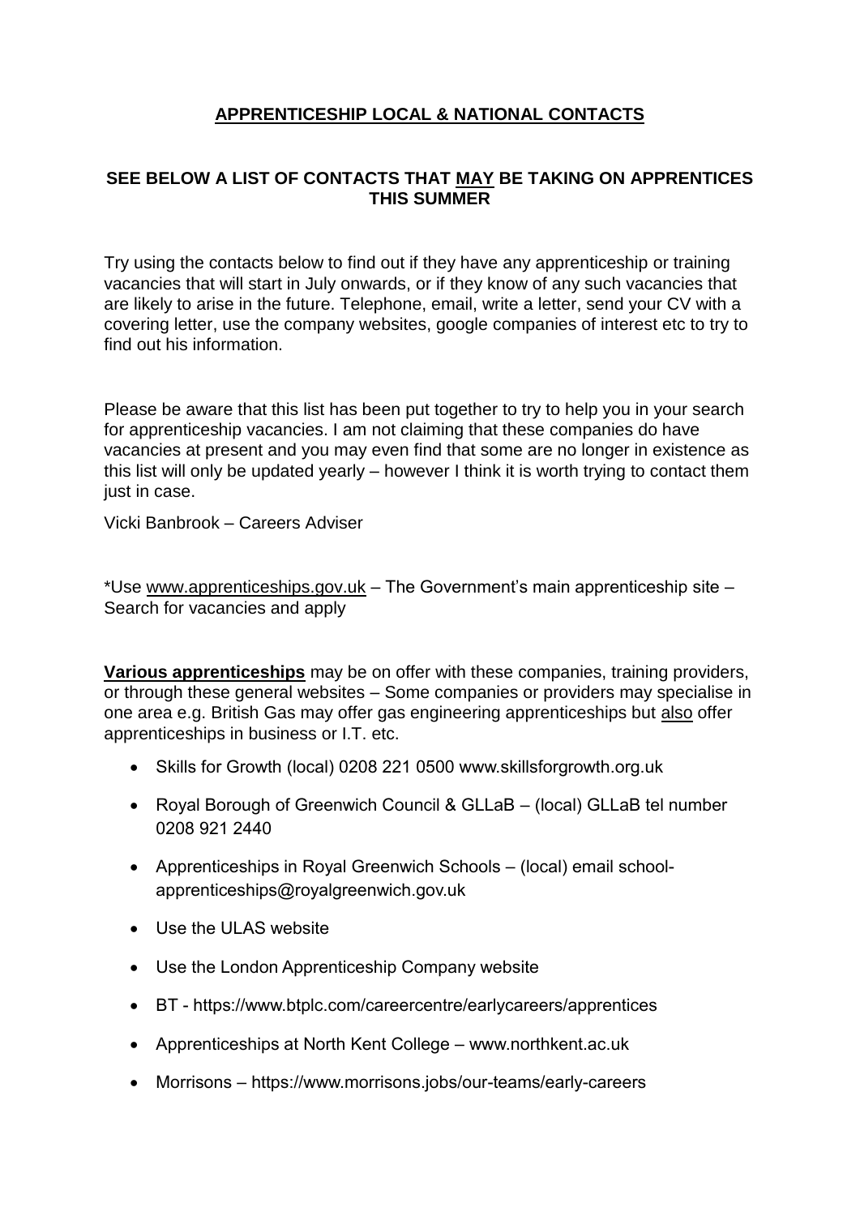# **APPRENTICESHIP LOCAL & NATIONAL CONTACTS**

## **SEE BELOW A LIST OF CONTACTS THAT MAY BE TAKING ON APPRENTICES THIS SUMMER**

Try using the contacts below to find out if they have any apprenticeship or training vacancies that will start in July onwards, or if they know of any such vacancies that are likely to arise in the future. Telephone, email, write a letter, send your CV with a covering letter, use the company websites, google companies of interest etc to try to find out his information.

Please be aware that this list has been put together to try to help you in your search for apprenticeship vacancies. I am not claiming that these companies do have vacancies at present and you may even find that some are no longer in existence as this list will only be updated yearly – however I think it is worth trying to contact them just in case.

Vicki Banbrook – Careers Adviser

*Use www.apprenticeships.gov.uk – The Government's main apprenticeship site – Search for vacancies and apply

**Various apprenticeships** may be on offer with these companies, training providers, or through these general websites – Some companies or providers may specialise in one area e.g. British Gas may offer gas engineering apprenticeships but also offer apprenticeships in business or I.T. etc.

- Skills for Growth (local) 0208 221 0500 www.skillsforgrowth.org.uk
- Royal Borough of Greenwich Council & GLLaB – (local) GLLaB tel number 0208 921 2440
- Apprenticeships in Royal Greenwich Schools – (local) email school-apprenticeships@royalgreenwich.gov.uk
- Use the ULAS website
- Use the London Apprenticeship Company website
- BT - https://www.btplc.com/careercentre/earlycareers/apprentices
- Apprenticeships at North Kent College – www.northkent.ac.uk
- Morrisons – https://www.morrisons.jobs/our-teams/early-careers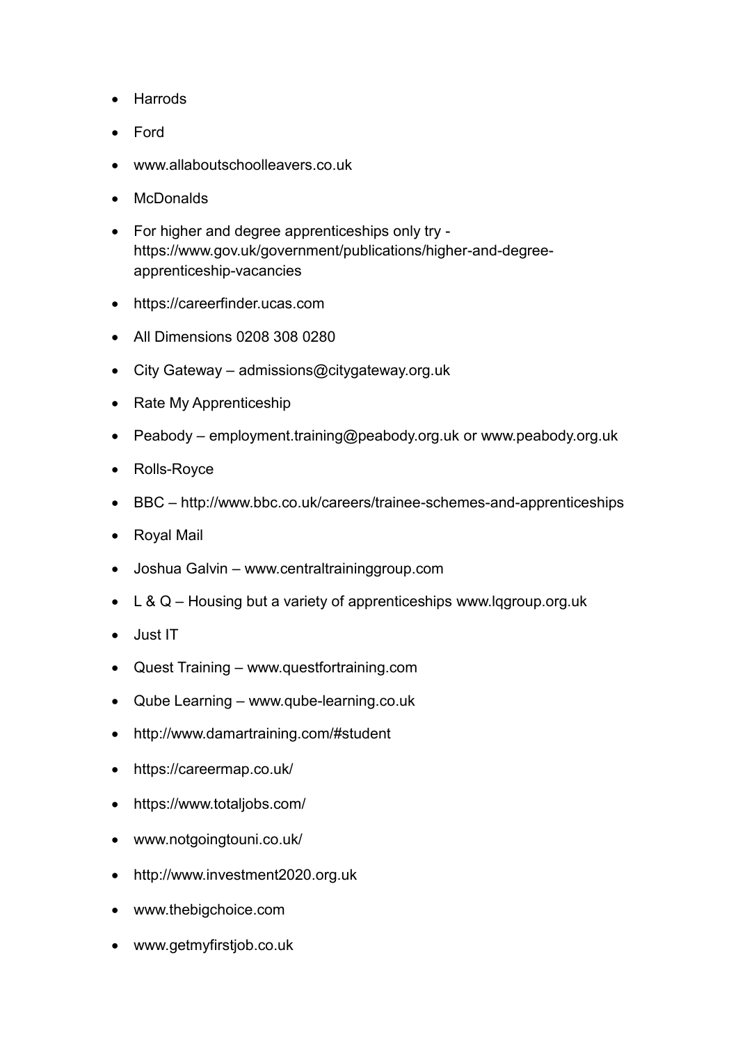- Harrods
- Ford
- www.allaboutschoolleavers.co.uk
- McDonalds
- For higher and degree apprenticeships only try - https://www.gov.uk/government/publications/higher-and-degree-apprenticeship-vacancies
- https://careerfinder.ucas.com
- All Dimensions 0208 308 0280
- City Gateway – admissions@citygateway.org.uk
- Rate My Apprenticeship
- Peabody – employment.training@peabody.org.uk or www.peabody.org.uk
- Rolls-Royce
- BBC – http://www.bbc.co.uk/careers/trainee-schemes-and-apprenticeships
- Royal Mail
- Joshua Galvin – www.centraltraininggroup.com
- L & Q – Housing but a variety of apprenticeships www.lqgroup.org.uk
- Just IT
- Quest Training – www.questfortraining.com
- Qube Learning – www.qube-learning.co.uk
- http://www.damartraining.com/#student
- https://careermap.co.uk/
- https://www.totaljobs.com/
- www.notgoingtouni.co.uk/
- http://www.investment2020.org.uk
- www.thebigchoice.com
- www.getmyfirstjob.co.uk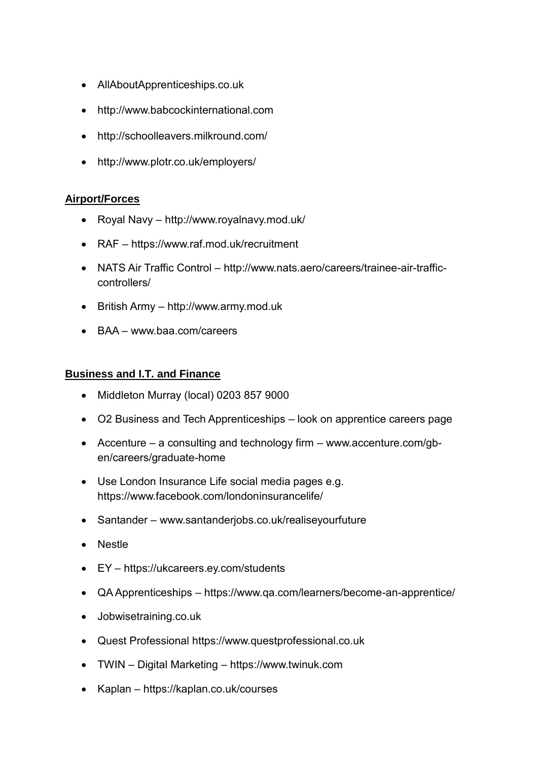- AllAboutApprenticeships.co.uk
- http://www.babcockinternational.com
- http://schoolleavers.milkround.com/
- http://www.plotr.co.uk/employers/

**Airport/Forces**

- Royal Navy – http://www.royalnavy.mod.uk/
- RAF – https://www.raf.mod.uk/recruitment
- NATS Air Traffic Control – http://www.nats.aero/careers/trainee-air-traffic-controllers/
- British Army – http://www.army.mod.uk
- BAA – www.baa.com/careers

**Business and I.T. and Finance**

- Middleton Murray (local) 0203 857 9000
- O2 Business and Tech Apprenticeships – look on apprentice careers page
- Accenture – a consulting and technology firm – www.accenture.com/gb-en/careers/graduate-home
- Use London Insurance Life social media pages e.g. https://www.facebook.com/londoninsurancelife/
- Santander – www.santanderjobs.co.uk/realiseyourfuture
- Nestle
- EY – https://ukcareers.ey.com/students
- QA Apprenticeships – https://www.qa.com/learners/become-an-apprentice/
- Jobwisetraining.co.uk
- Quest Professional https://www.questprofessional.co.uk
- TWIN – Digital Marketing – https://www.twinuk.com
- Kaplan – https://kaplan.co.uk/courses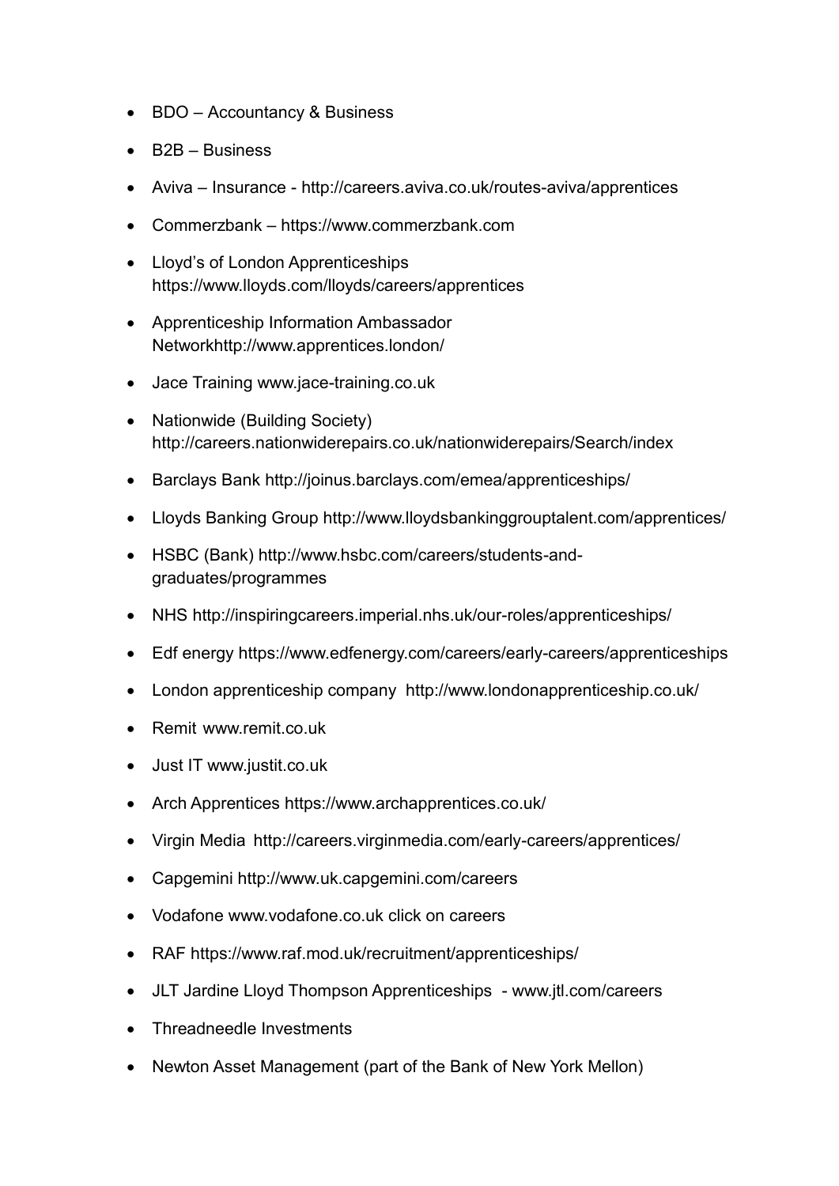- BDO – Accountancy & Business
- B2B – Business
- Aviva – Insurance - http://careers.aviva.co.uk/routes-aviva/apprentices
- Commerzbank – https://www.commerzbank.com
- Lloyd's of London Apprenticeships https://www.lloyds.com/lloyds/careers/apprentices
- Apprenticeship Information Ambassador Networkhttp://www.apprentices.london/
- Jace Training www.jace-training.co.uk
- Nationwide (Building Society) http://careers.nationwiderepairs.co.uk/nationwiderepairs/Search/index
- Barclays Bank http://joinus.barclays.com/emea/apprenticeships/
- Lloyds Banking Group http://www.lloydsbankinggrouptalent.com/apprentices/
- HSBC (Bank) http://www.hsbc.com/careers/students-and-graduates/programmes
- NHS http://inspiringcareers.imperial.nhs.uk/our-roles/apprenticeships/
- Edf energy https://www.edfenergy.com/careers/early-careers/apprenticeships
- London apprenticeship company http://www.londonapprenticeship.co.uk/
- Remit www.remit.co.uk
- Just IT www.justit.co.uk
- Arch Apprentices https://www.archapprentices.co.uk/
- Virgin Media http://careers.virginmedia.com/early-careers/apprentices/
- Capgemini http://www.uk.capgemini.com/careers
- Vodafone www.vodafone.co.uk click on careers
- RAF https://www.raf.mod.uk/recruitment/apprenticeships/
- JLT Jardine Lloyd Thompson Apprenticeships - www.jtl.com/careers
- Threadneedle Investments
- Newton Asset Management (part of the Bank of New York Mellon)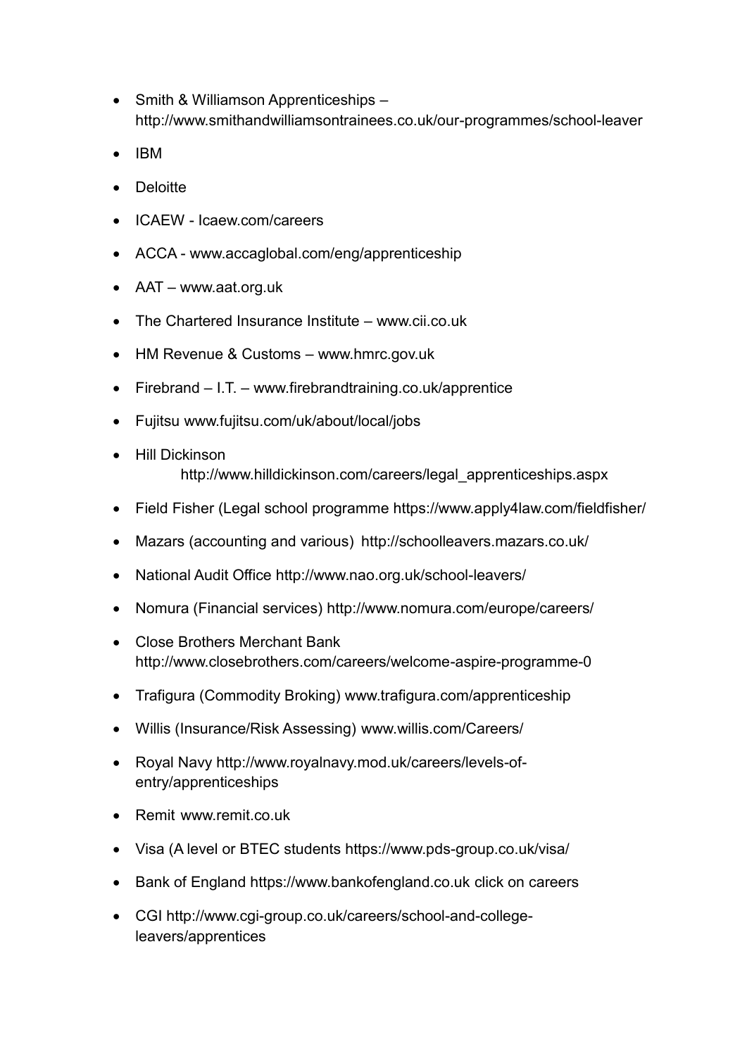- Smith & Williamson Apprenticeships – http://www.smithandwilliamsontrainees.co.uk/our-programmes/school-leaver
- IBM
- Deloitte
- ICAEW - Icaew.com/careers
- ACCA - www.accaglobal.com/eng/apprenticeship
- AAT – www.aat.org.uk
- The Chartered Insurance Institute – www.cii.co.uk
- HM Revenue & Customs – www.hmrc.gov.uk
- Firebrand – I.T. – www.firebrandtraining.co.uk/apprentice
- Fujitsu www.fujitsu.com/uk/about/local/jobs
- Hill Dickinson http://www.hilldickinson.com/careers/legal_apprenticeships.aspx
- Field Fisher (Legal school programme https://www.apply4law.com/fieldfisher/
- Mazars (accounting and various) http://schoolleavers.mazars.co.uk/
- National Audit Office http://www.nao.org.uk/school-leavers/
- Nomura (Financial services) http://www.nomura.com/europe/careers/
- Close Brothers Merchant Bank http://www.closebrothers.com/careers/welcome-aspire-programme-0
- Trafigura (Commodity Broking) www.trafigura.com/apprenticeship
- Willis (Insurance/Risk Assessing) www.willis.com/Careers/
- Royal Navy http://www.royalnavy.mod.uk/careers/levels-of-entry/apprenticeships
- Remit www.remit.co.uk
- Visa (A level or BTEC students https://www.pds-group.co.uk/visa/
- Bank of England https://www.bankofengland.co.uk click on careers
- CGI http://www.cgi-group.co.uk/careers/school-and-college-leavers/apprentices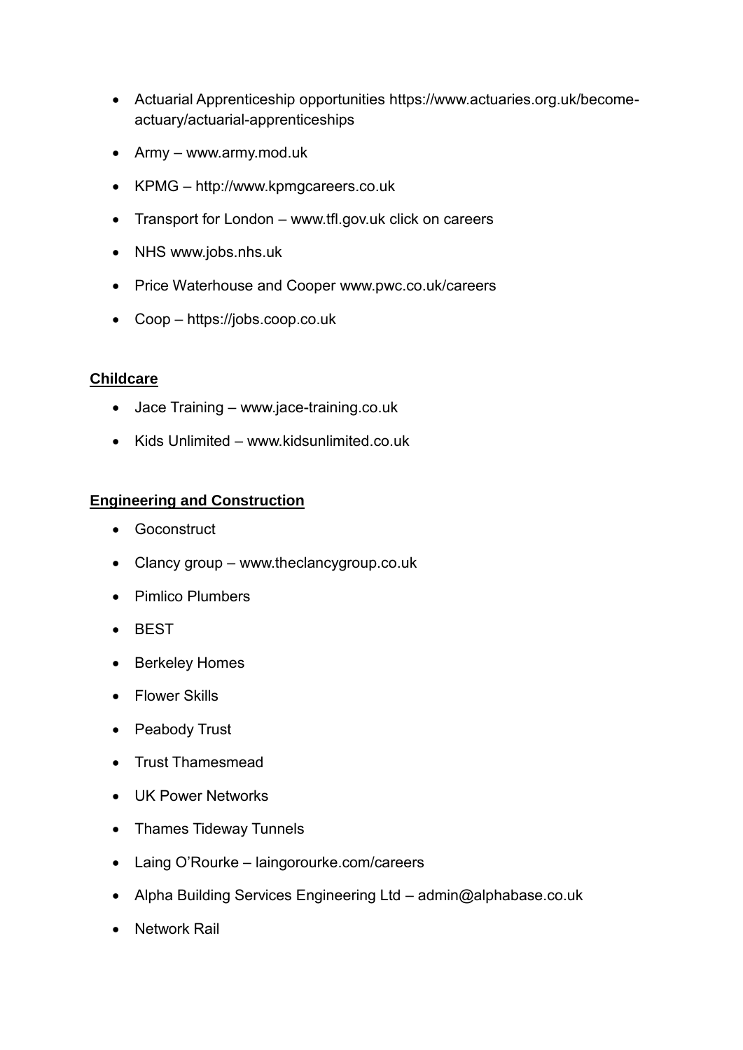- Actuarial Apprenticeship opportunities https://www.actuaries.org.uk/become-actuary/actuarial-apprenticeships
- Army – www.army.mod.uk
- KPMG – http://www.kpmgcareers.co.uk
- Transport for London – www.tfl.gov.uk click on careers
- NHS www.jobs.nhs.uk
- Price Waterhouse and Cooper www.pwc.co.uk/careers
- Coop – https://jobs.coop.co.uk

**Childcare**

- Jace Training – www.jace-training.co.uk
- Kids Unlimited – www.kidsunlimited.co.uk

**Engineering and Construction**

- Goconstruct
- Clancy group – www.theclancygroup.co.uk
- Pimlico Plumbers
- BEST
- Berkeley Homes
- Flower Skills
- Peabody Trust
- Trust Thamesmead
- UK Power Networks
- Thames Tideway Tunnels
- Laing O'Rourke – laingorourke.com/careers
- Alpha Building Services Engineering Ltd – admin@alphabase.co.uk
- Network Rail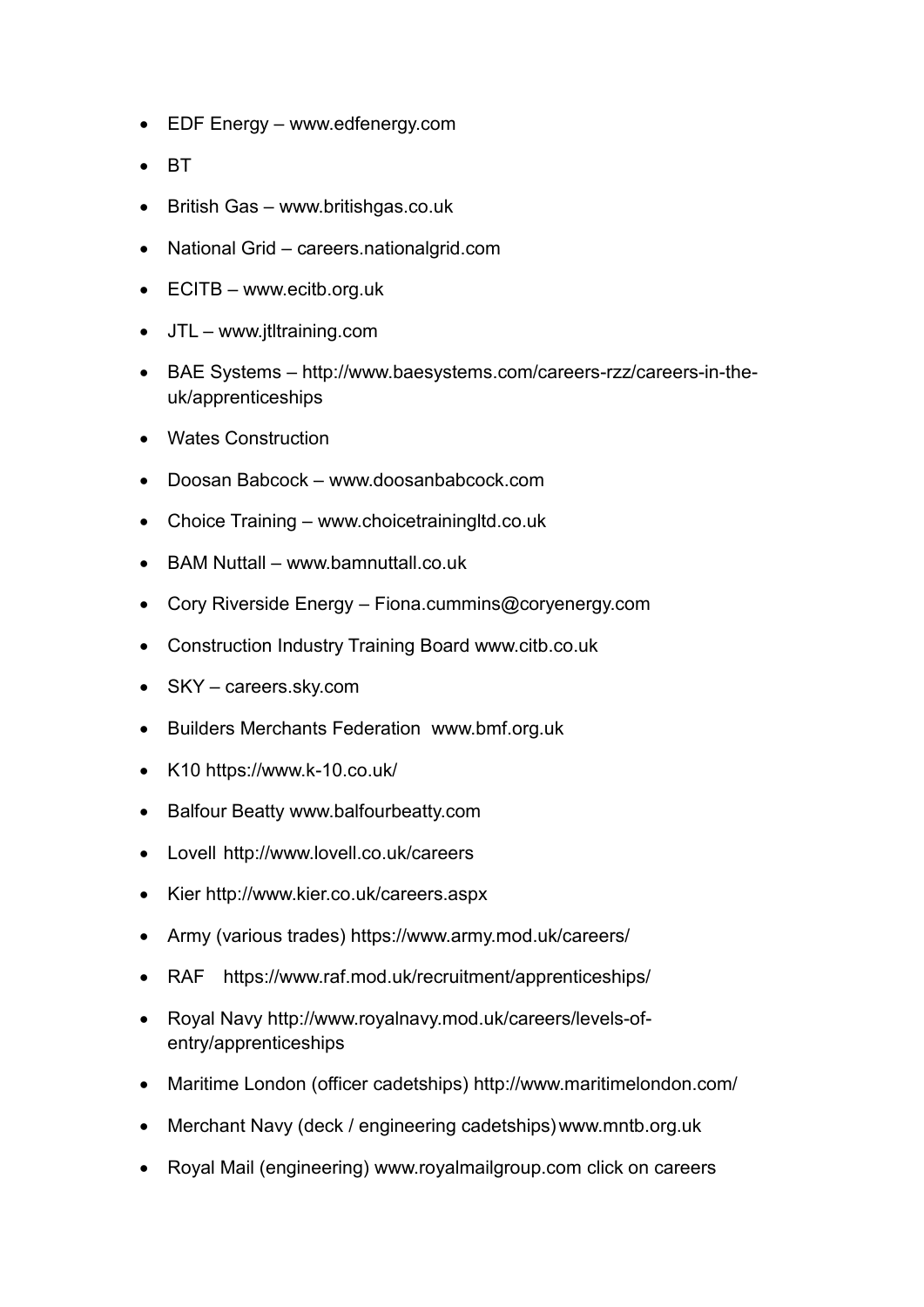- EDF Energy – www.edfenergy.com
- BT
- British Gas – www.britishgas.co.uk
- National Grid – careers.nationalgrid.com
- ECITB – www.ecitb.org.uk
- JTL – www.jtltraining.com
- BAE Systems – http://www.baesystems.com/careers-rzz/careers-in-the-uk/apprenticeships
- Wates Construction
- Doosan Babcock – www.doosanbabcock.com
- Choice Training – www.choicetrainingltd.co.uk
- BAM Nuttall – www.bamnuttall.co.uk
- Cory Riverside Energy – Fiona.cummins@coryenergy.com
- Construction Industry Training Board www.citb.co.uk
- SKY – careers.sky.com
- Builders Merchants Federation www.bmf.org.uk
- K10 https://www.k-10.co.uk/
- Balfour Beatty www.balfourbeatty.com
- Lovell http://www.lovell.co.uk/careers
- Kier http://www.kier.co.uk/careers.aspx
- Army (various trades) https://www.army.mod.uk/careers/
- RAF https://www.raf.mod.uk/recruitment/apprenticeships/
- Royal Navy http://www.royalnavy.mod.uk/careers/levels-of-entry/apprenticeships
- Maritime London (officer cadetships) http://www.maritimelondon.com/
- Merchant Navy (deck / engineering cadetships) www.mntb.org.uk
- Royal Mail (engineering) www.royalmailgroup.com click on careers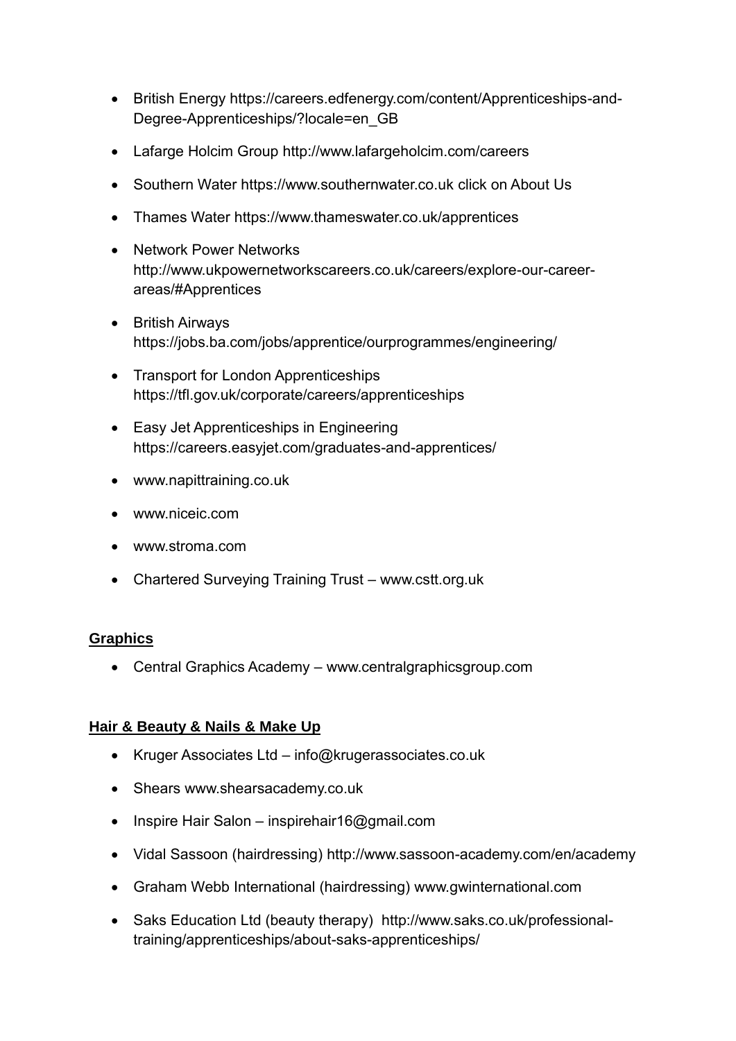- British Energy https://careers.edfenergy.com/content/Apprenticeships-and-Degree-Apprenticeships/?locale=en_GB
- Lafarge Holcim Group http://www.lafargeholcim.com/careers
- Southern Water https://www.southernwater.co.uk click on About Us
- Thames Water https://www.thameswater.co.uk/apprentices
- Network Power Networks http://www.ukpowernetworkscareers.co.uk/careers/explore-our-career-areas/#Apprentices
- British Airways https://jobs.ba.com/jobs/apprentice/ourprogrammes/engineering/
- Transport for London Apprenticeships https://tfl.gov.uk/corporate/careers/apprenticeships
- Easy Jet Apprenticeships in Engineering https://careers.easyjet.com/graduates-and-apprentices/
- www.napittraining.co.uk
- www.niceic.com
- www.stroma.com
- Chartered Surveying Training Trust – www.cstt.org.uk

## Graphics

- Central Graphics Academy – www.centralgraphicsgroup.com

## Hair & Beauty & Nails & Make Up

- Kruger Associates Ltd – info@krugerassociates.co.uk
- Shears www.shearsacademy.co.uk
- Inspire Hair Salon – inspirehair16@gmail.com
- Vidal Sassoon (hairdressing) http://www.sassoon-academy.com/en/academy
- Graham Webb International (hairdressing) www.gwinternational.com
- Saks Education Ltd (beauty therapy) http://www.saks.co.uk/professional-training/apprenticeships/about-saks-apprenticeships/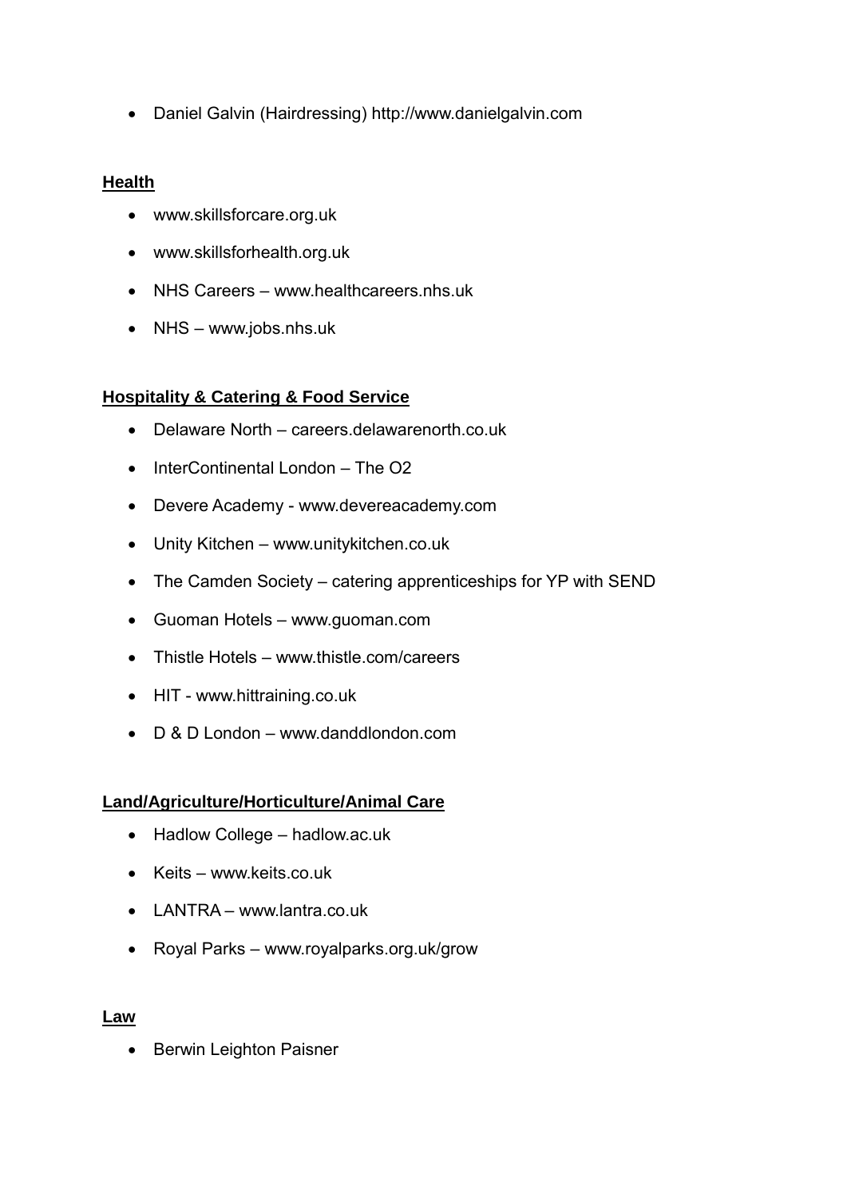- Daniel Galvin (Hairdressing) http://www.danielgalvin.com

**Health**

- www.skillsforcare.org.uk
- www.skillsforhealth.org.uk
- NHS Careers – www.healthcareers.nhs.uk
- NHS – www.jobs.nhs.uk

**Hospitality & Catering & Food Service**

- Delaware North – careers.delawarenorth.co.uk
- InterContinental London – The O2
- Devere Academy - www.devereacademy.com
- Unity Kitchen – www.unitykitchen.co.uk
- The Camden Society – catering apprenticeships for YP with SEND
- Guoman Hotels – www.guoman.com
- Thistle Hotels – www.thistle.com/careers
- HIT - www.hittraining.co.uk
- D & D London – www.danddlondon.com

**Land/Agriculture/Horticulture/Animal Care**

- Hadlow College – hadlow.ac.uk
- Keits – www.keits.co.uk
- LANTRA – www.lantra.co.uk
- Royal Parks – www.royalparks.org.uk/grow

**Law**

- Berwin Leighton Paisner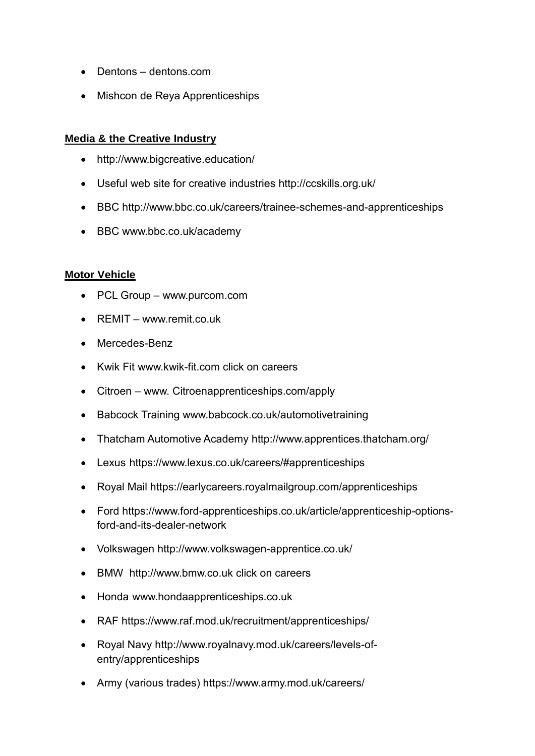- Dentons – dentons.com
- Mishcon de Reya Apprenticeships

**Media & the Creative Industry**

- http://www.bigcreative.education/
- Useful web site for creative industries http://ccskills.org.uk/
- BBC http://www.bbc.co.uk/careers/trainee-schemes-and-apprenticeships
- BBC www.bbc.co.uk/academy

**Motor Vehicle**

- PCL Group – www.purcom.com
- REMIT – www.remit.co.uk
- Mercedes-Benz
- Kwik Fit www.kwik-fit.com click on careers
- Citroen – www. Citroenapprenticeships.com/apply
- Babcock Training www.babcock.co.uk/automotivetraining
- Thatcham Automotive Academy http://www.apprentices.thatcham.org/
- Lexus https://www.lexus.co.uk/careers/#apprenticeships
- Royal Mail https://earlycareers.royalmailgroup.com/apprenticeships
- Ford https://www.ford-apprenticeships.co.uk/article/apprenticeship-options-ford-and-its-dealer-network
- Volkswagen http://www.volkswagen-apprentice.co.uk/
- BMW http://www.bmw.co.uk click on careers
- Honda www.hondaapprenticeships.co.uk
- RAF https://www.raf.mod.uk/recruitment/apprenticeships/
- Royal Navy http://www.royalnavy.mod.uk/careers/levels-of-entry/apprenticeships
- Army (various trades) https://www.army.mod.uk/careers/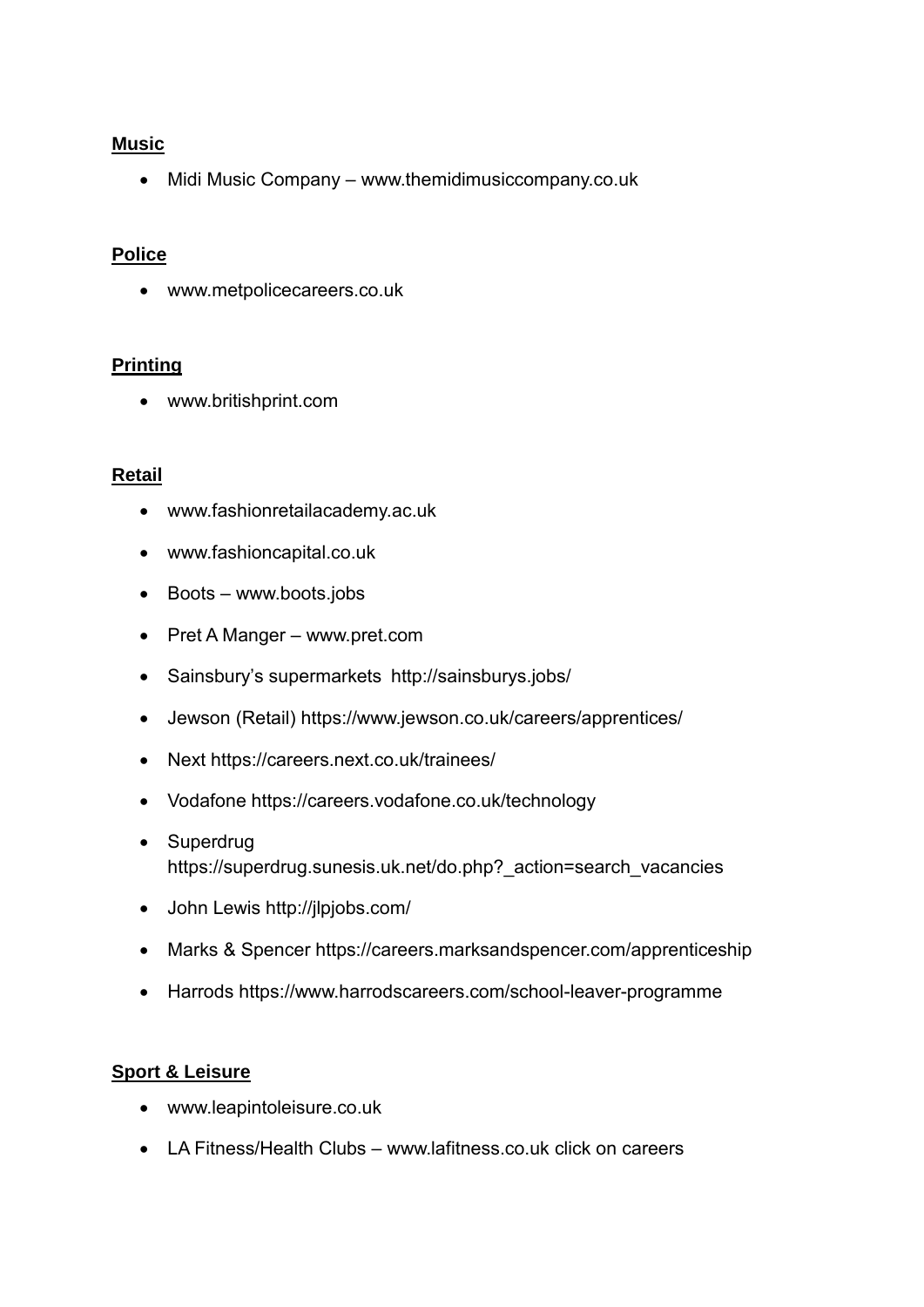**Music**

- Midi Music Company – www.themidimusiccompany.co.uk

**Police**

- www.metpolicecareers.co.uk

**Printing**

- www.britishprint.com

**Retail**

- www.fashionretailacademy.ac.uk
- www.fashioncapital.co.uk
- Boots – www.boots.jobs
- Pret A Manger – www.pret.com
- Sainsbury's supermarkets http://sainsburys.jobs/
- Jewson (Retail) https://www.jewson.co.uk/careers/apprentices/
- Next https://careers.next.co.uk/trainees/
- Vodafone https://careers.vodafone.co.uk/technology
- Superdrug https://superdrug.sunesis.uk.net/do.php?_action=search_vacancies
- John Lewis http://jlpjobs.com/
- Marks & Spencer https://careers.marksandspencer.com/apprenticeship
- Harrods https://www.harrodscareers.com/school-leaver-programme

**Sport & Leisure**

- www.leapintoleisure.co.uk
- LA Fitness/Health Clubs – www.lafitness.co.uk click on careers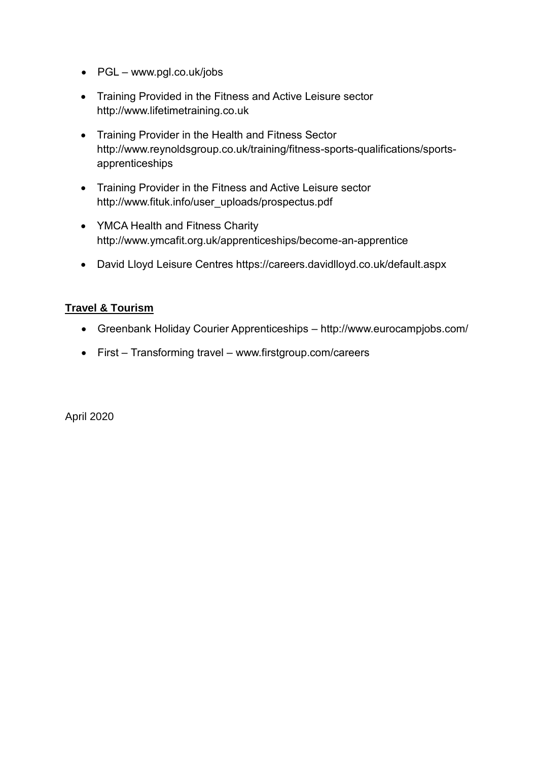- PGL – www.pgl.co.uk/jobs
- Training Provided in the Fitness and Active Leisure sector http://www.lifetimetraining.co.uk
- Training Provider in the Health and Fitness Sector http://www.reynoldsgroup.co.uk/training/fitness-sports-qualifications/sports-apprenticeships
- Training Provider in the Fitness and Active Leisure sector http://www.fituk.info/user_uploads/prospectus.pdf
- YMCA Health and Fitness Charity http://www.ymcafit.org.uk/apprenticeships/become-an-apprentice
- David Lloyd Leisure Centres https://careers.davidlloyd.co.uk/default.aspx

**Travel & Tourism**

- Greenbank Holiday Courier Apprenticeships – http://www.eurocampjobs.com/
- First – Transforming travel – www.firstgroup.com/careers

April 2020